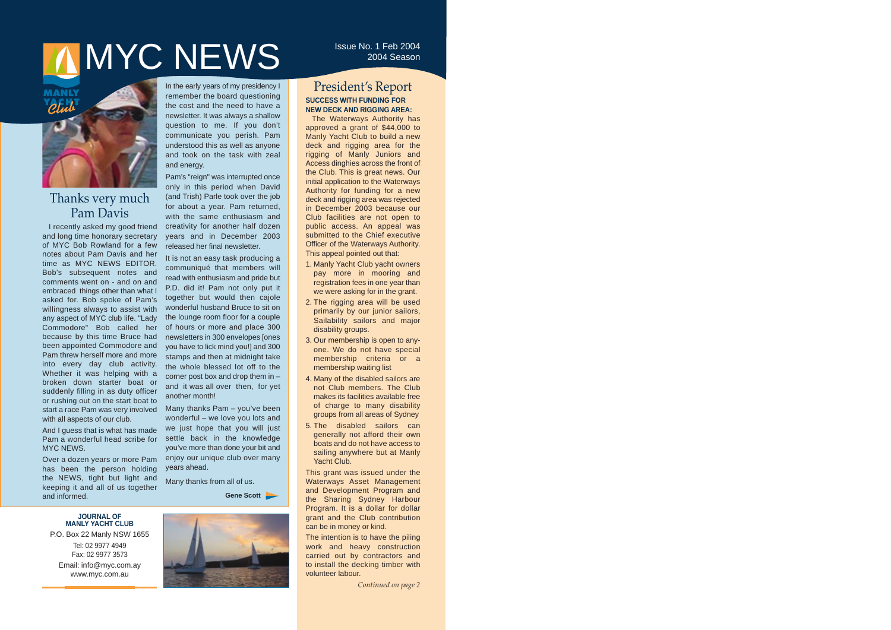# MYC NEWS

Issue No. 1 Feb 2004
2004 Season

## Thanks very much Pam Davis

I recently asked my good friend and long time honorary secretary of MYC Bob Rowland for a few notes about Pam Davis and her time as MYC NEWS EDITOR. Bob's subsequent notes and comments went on - and on and embraced things other than what I asked for. Bob spoke of Pam's willingness always to assist with any aspect of MYC club life. "Lady Commodore" Bob called her because by this time Bruce had been appointed Commodore and Pam threw herself more and more into every day club activity. Whether it was helping with a broken down starter boat or suddenly filling in as duty officer or rushing out on the start boat to start a race Pam was very involved with all aspects of our club.

And I guess that is what has made Pam a wonderful head scribe for MYC NEWS.

Over a dozen years or more Pam has been the person holding the NEWS, tight but light and keeping it and all of us together and informed.

In the early years of my presidency I remember the board questioning the cost and the need to have a newsletter. It was always a shallow question to me. If you don't communicate you perish. Pam understood this as well as anyone and took on the task with zeal and energy.

Pam's "reign" was interrupted once only in this period when David (and Trish) Parle took over the job for about a year. Pam returned, with the same enthusiasm and creativity for another half dozen years and in December 2003 released her final newsletter.

It is not an easy task producing a communiqué that members will read with enthusiasm and pride but P.D. did it! Pam not only put it together but would then cajole wonderful husband Bruce to sit on the lounge room floor for a couple of hours or more and place 300 newsletters in 300 envelopes [ones you have to lick mind you!] and 300 stamps and then at midnight take the whole blessed lot off to the corner post box and drop them in – and it was all over then, for yet another month!

Many thanks Pam – you've been wonderful – we love you lots and we just hope that you will just settle back in the knowledge you've more than done your bit and enjoy our unique club over many years ahead.

Many thanks from all of us.

**Gene Scott**

**JOURNAL OF MANLY YACHT CLUB**

P.O. Box 22 Manly NSW 1655
Tel: 02 9977 4949
Fax: 02 9977 3573
Email: info@myc.com.ay
www.myc.com.au

## President's Report

**SUCCESS WITH FUNDING FOR NEW DECK AND RIGGING AREA:**

The Waterways Authority has approved a grant of $44,000 to Manly Yacht Club to build a new deck and rigging area for the rigging of Manly Juniors and Access dinghies across the front of the Club. This is great news. Our initial application to the Waterways Authority for funding for a new deck and rigging area was rejected in December 2003 because our Club facilities are not open to public access. An appeal was submitted to the Chief executive Officer of the Waterways Authority. This appeal pointed out that:

1. Manly Yacht Club yacht owners pay more in mooring and registration fees in one year than we were asking for in the grant.
2. The rigging area will be used primarily by our junior sailors, Sailability sailors and major disability groups.
3. Our membership is open to anyone. We do not have special membership criteria or a membership waiting list
4. Many of the disabled sailors are not Club members. The Club makes its facilities available free of charge to many disability groups from all areas of Sydney
5. The disabled sailors can generally not afford their own boats and do not have access to sailing anywhere but at Manly Yacht Club.

This grant was issued under the Waterways Asset Management and Development Program and the Sharing Sydney Harbour Program. It is a dollar for dollar grant and the Club contribution can be in money or kind.

The intention is to have the piling work and heavy construction carried out by contractors and to install the decking timber with volunteer labour.

*Continued on page 2*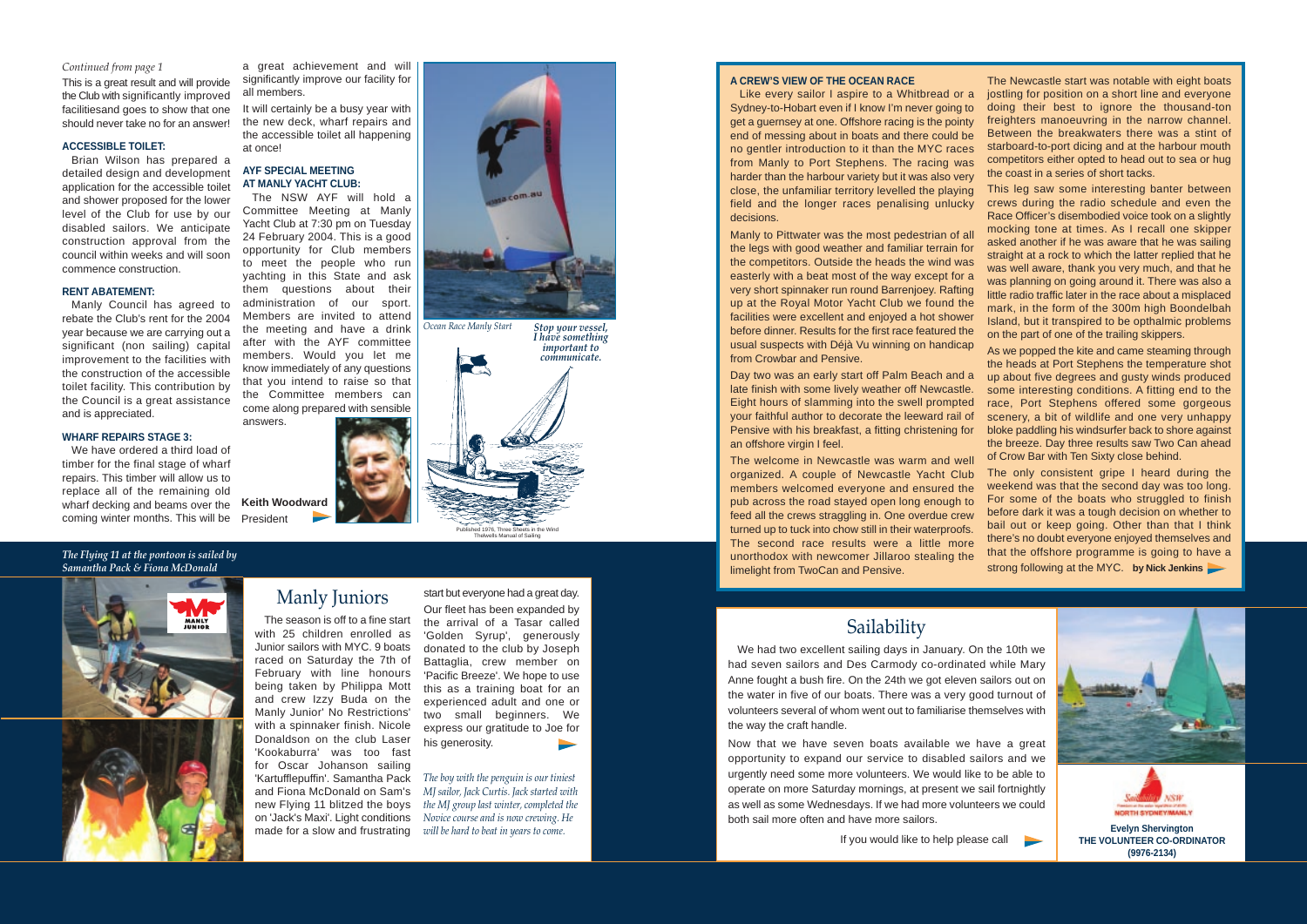*Continued from page 1*

This is a great result and will provide the Club with significantly improved facilitiesand goes to show that one should never take no for an answer!

### ACCESSIBLE TOILET:

Brian Wilson has prepared a detailed design and development application for the accessible toilet and shower proposed for the lower level of the Club for use by our disabled sailors. We anticipate construction approval from the council within weeks and will soon commence construction.

### RENT ABATEMENT:

Manly Council has agreed to rebate the Club's rent for the 2004 year because we are carrying out a significant (non sailing) capital improvement to the facilities with the construction of the accessible toilet facility. This contribution by the Council is a great assistance and is appreciated.

### WHARF REPAIRS STAGE 3:

We have ordered a third load of timber for the final stage of wharf repairs. This timber will allow us to replace all of the remaining old wharf decking and beams over the coming winter months. This will be a great achievement and will significantly improve our facility for all members.

It will certainly be a busy year with the new deck, wharf repairs and the accessible toilet all happening at once!

### AYF SPECIAL MEETING AT MANLY YACHT CLUB:

The NSW AYF will hold a Committee Meeting at Manly Yacht Club at 7:30 pm on Tuesday 24 February 2004. This is a good opportunity for Club members to meet the people who run yachting in this State and ask them questions about their administration of our sport. Members are invited to attend the meeting and have a drink after with the AYF committee members. Would you let me know immediately of any questions that you intend to raise so that the Committee members can come along prepared with sensible answers.

**Keith Woodward**
President

*Ocean Race Manly Start*

*Stop your vessel, I have something important to communicate.*

Published 1976, Three Sheets in the Wind
Thelwells Manual of Sailing

### A CREW'S VIEW OF THE OCEAN RACE

Like every sailor I aspire to a Whitbread or a Sydney-to-Hobart even if I know I'm never going to get a guernsey at one. Offshore racing is the pointy end of messing about in boats and there could be no gentler introduction to it than the MYC races from Manly to Port Stephens. The racing was harder than the harbour variety but it was also very close, the unfamiliar territory levelled the playing field and the longer races penalising unlucky decisions.

Manly to Pittwater was the most pedestrian of all the legs with good weather and familiar terrain for the competitors. Outside the heads the wind was easterly with a beat most of the way except for a very short spinnaker run round Barrenjoey. Rafting up at the Royal Motor Yacht Club we found the facilities were excellent and enjoyed a hot shower before dinner. Results for the first race featured the usual suspects with Déjà Vu winning on handicap from Crowbar and Pensive.

Day two was an early start off Palm Beach and a late finish with some lively weather off Newcastle. Eight hours of slamming into the swell prompted your faithful author to decorate the leeward rail of Pensive with his breakfast, a fitting christening for an offshore virgin I feel.

The welcome in Newcastle was warm and well organized. A couple of Newcastle Yacht Club members welcomed everyone and ensured the pub across the road stayed open long enough to feed all the crews straggling in. One overdue crew turned up to tuck into chow still in their waterproofs. The second race results were a little more unorthodox with newcomer Jillaroo stealing the limelight from TwoCan and Pensive.

The Newcastle start was notable with eight boats jostling for position on a short line and everyone doing their best to ignore the thousand-ton freighters manoeuvring in the narrow channel. Between the breakwaters there was a stint of starboard-to-port dicing and at the harbour mouth competitors either opted to head out to sea or hug the coast in a series of short tacks.

This leg saw some interesting banter between crews during the radio schedule and even the Race Officer's disembodied voice took on a slightly mocking tone at times. As I recall one skipper asked another if he was aware that he was sailing straight at a rock to which the latter replied that he was well aware, thank you very much, and that he was planning on going around it. There was also a little radio traffic later in the race about a misplaced mark, in the form of the 300m high Boondelbah Island, but it transpired to be opthalmic problems on the part of one of the trailing skippers.

As we popped the kite and came steaming through the heads at Port Stephens the temperature shot up about five degrees and gusty winds produced some interesting conditions. A fitting end to the race, Port Stephens offered some gorgeous scenery, a bit of wildlife and one very unhappy bloke paddling his windsurfer back to shore against the breeze. Day three results saw Two Can ahead of Crow Bar with Ten Sixty close behind.

The only consistent gripe I heard during the weekend was that the second day was too long. For some of the boats who struggled to finish before dark it was a tough decision on whether to bail out or keep going. Other than that I think there's no doubt everyone enjoyed themselves and that the offshore programme is going to have a strong following at the MYC. **by Nick Jenkins**

*The Flying 11 at the pontoon is sailed by Samantha Pack & Fiona McDonald*

## Manly Juniors

The season is off to a fine start with 25 children enrolled as Junior sailors with MYC. 9 boats raced on Saturday the 7th of February with line honours being taken by Philippa Mott and crew Izzy Buda on the Manly Junior' No Restrictions' with a spinnaker finish. Nicole Donaldson on the club Laser 'Kookaburra' was too fast for Oscar Johanson sailing 'Kartufflepuffin'. Samantha Pack and Fiona McDonald on Sam's new Flying 11 blitzed the boys on 'Jack's Maxi'. Light conditions made for a slow and frustrating start but everyone had a great day.

Our fleet has been expanded by the arrival of a Tasar called 'Golden Syrup', generously donated to the club by Joseph Battaglia, crew member on 'Pacific Breeze'. We hope to use this as a training boat for an experienced adult and one or two small beginners. We express our gratitude to Joe for his generosity.

*The boy with the penguin is our tiniest MJ sailor, Jack Curtis. Jack started with the MJ group last winter, completed the Novice course and is now crewing. He will be hard to beat in years to come.*

## Sailability

We had two excellent sailing days in January. On the 10th we had seven sailors and Des Carmody co-ordinated while Mary Anne fought a bush fire. On the 24th we got eleven sailors out on the water in five of our boats. There was a very good turnout of volunteers several of whom went out to familiarise themselves with the way the craft handle.

Now that we have seven boats available we have a great opportunity to expand our service to disabled sailors and we urgently need some more volunteers. We would like to be able to operate on more Saturday mornings, at present we sail fortnightly as well as some Wednesdays. If we had more volunteers we could both sail more often and have more sailors.

If you would like to help please call

**Evelyn Shervington**
**THE VOLUNTEER CO-ORDINATOR**
**(9976-2134)**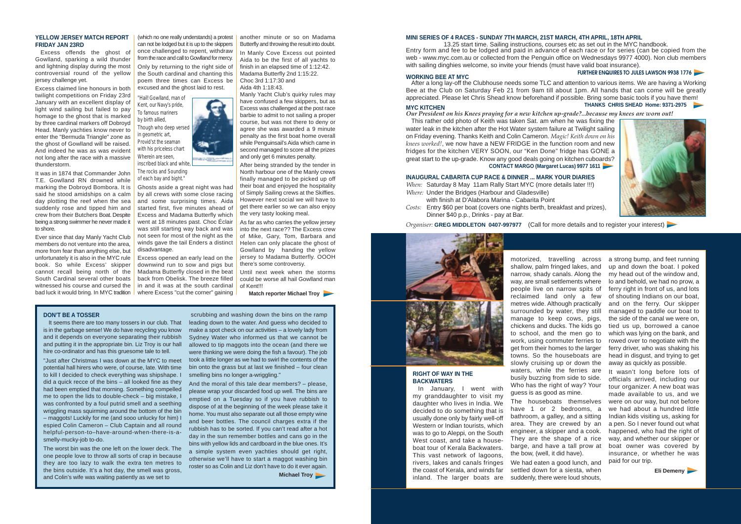## YELLOW JERSEY MATCH REPORT FRIDAY JAN 23RD

Excess offends the ghost of Gowlland, sparking a wild thunder and lightning display during the most controversial round of the yellow jersey challenge yet.

Excess claimed line honours in both twilight competitions on Friday 23rd January with an excellent display of light wind sailing but failed to pay homage to the ghost that is marked by three cardinal markers off Dobroyd Head. Manly yachties know never to enter the "Bermuda Triangle" zone as the ghost of Gowlland will be raised. And indeed he was as was evident not long after the race with a massive thunderstorm.

It was in 1874 that Commander John T.E. Gowlland RN drowned while marking the Dobroyd Bombora. It is said he stood amidships on a calm day plotting the reef when the sea suddenly rose and tipped him and crew from their Butchers Boat. Despite being a strong swimmer he never made it to shore.

Ever since that day Manly Yacht Club members do not venture into the area, more from fear than anything else, but unfortunately it is also in the MYC rule book. So while Excess' skipper cannot recall being north of the South Cardinal several other boats witnessed his course and cursed the bad luck it would bring. In MYC tradition (which no one really understands) a protest can not be lodged but it is up to the skippers once challenged to repent, withdraw from the race and call to Gowlland for mercy.

Only by returning to the right side of the South cardinal and chanting this poem three times can Excess be excused and the ghost laid to rest.

"Hail! Gowlland, man of Kent, our Navy's pride,
To famous mariners by birth allied,
Though who deep versed in geometric art,
Provid'st the seaman with his priceless chart
Wherein are seen, inscribed black and white,
The rocks and Sounding of each bay and bight."

Ghosts aside a great night was had by all crews with some close racing and some surprising times. Aida started first, five minutes ahead of Excess and Madama Butterfly which went at 18 minutes past. Choc Éclair was still starting way back and was not seen for most of the night as the winds gave the tail Enders a distinct disadvantage.

Excess opened an early lead on the downwind run to sow and pigs but Madama Butterfly closed in the beat back from Obelisk. The breeze filled in and it was at the south cardinal where Excess "cut the corner" gaining another minute or so on Madama Butterfly and throwing the result into doubt.

In Manly Cove Excess out pointed Aida to be the first of all yachts to finish in an elapsed time of 1:12:42.
Madama Butterfly 2nd 1:15:22.
Choc 3rd 1:17:30 and
Aida 4th 1:18:43.

Manly Yacht Club's quirky rules may have confused a few skippers, but as Excess was challenged at the post race barbie to admit to not sailing a proper course, but was not there to deny or agree she was awarded a 9 minute penalty as the first boat home overall while Penguinsail's Aida which came in second managed to score all the prizes and only get 6 minutes penalty.

After being stranded by the tender in North harbour one of the Manly crews finally managed to be picked up off their boat and enjoyed the hospitality of Simply Sailing crews at the Skiffies. However next social we will have to get there earlier so we can also enjoy the very tasty looking meal.

As far as who carries the yellow jersey into the next race?? The Excess crew of Mike, Gary, Tom, Barbara and Helen can only placate the ghost of Gowlland by handing the yellow jersey to Madama Butterfly. OOOH there's some controversy.

Until next week when the storms could be worse all hail Gowlland man of Kent!!!

**Match reporter Michael Troy**

## DON'T BE A TOSSER

It seems there are too many tossers in our club. That is in the garbage sense! We do have recycling you know and it depends on everyone separating their rubbish and putting it in the appropriate bin. Liz Troy is our hall hire co-ordinator and has this gruesome tale to tell.

"Just after Christmas I was down at the MYC to meet potential hall hirers who were, of course, late. With time to kill I decided to check everything was shipshape. I did a quick recce of the bins – all looked fine as they had been emptied that morning. Something compelled me to open the lids to double-check – big mistake, I was confronted by a foul putrid smell and a seething wriggling mass squirming around the bottom of the bin – maggots! Luckily for me (and sooo unlucky for him) I espied Colin Cameron – Club Captain and all round helpful-person-to–have-around-when-there-is-a-smelly-mucky-job to-do.

The worst bin was the one left on the lower deck. The one people love to throw all sorts of crap in because they are too lazy to walk the extra ten metres to the bins outside. It's a hot day, the smell was gross, and Colin's wife was waiting patiently as we set to scrubbing and washing down the bins on the ramp leading down to the water. And guess who decided to make a spot check on our activities – a lovely lady from Sydney Water who informed us that we cannot be allowed to tip maggots into the ocean (and there we were thinking we were doing the fish a favour). The job took a little longer as we had to swirl the contents of the bin onto the grass but at last we finished – four clean smelling bins no longer a-wriggling."

And the moral of this tale dear members? – please, please wrap your discarded food up well. The bins are emptied on a Tuesday so if you have rubbish to dispose of at the beginning of the week please take it home. You must also separate out all those empty wine and beer bottles. The council charges extra if the rubbish has to be sorted. If you can't read after a hot day in the sun remember bottles and cans go in the bins with yellow lids and cardboard in the blue ones. It's a simple system even yachties should get right, otherwise we'll have to start a maggot washing bin roster so as Colin and Liz don't have to do it ever again.

**Michael Troy**

## MINI SERIES OF 4 RACES - SUNDAY 7TH MARCH, 21ST MARCH, 4TH APRIL, 18TH APRIL

13.25 start time. Sailing instructions, courses etc as set out in the MYC handbook.
Entry form and fee to be lodged and paid in advance of each race or for series (can be copied from the web - www.myc.com.au or collected from the Penguin office on Wednesdays 9977 4000). Non club members with sailing dinghies welcome, so invite your friends (must have valid boat insurance).

**FURTHER ENQUIRES TO JULES LAWSON 9938 1776**

## WORKING BEE AT MYC

After a long lay-off the Clubhouse needs some TLC and attention to various items. We are having a Working Bee at the Club on Saturday Feb 21 from 9am till about 1pm. All hands that can come will be greatly appreciated. Please let Chris Shead know beforehand if possible. Bring some basic tools if you have them!

**THANKS CHRIS SHEAD Home: 9371-2975**

## MYC KITCHEN

*Our President on his Knees praying for a new kitchen up-grade?...because my knees are worn out!*

This rather odd photo of Keith was taken Sat. am when he was fixing the water leak in the kitchen after the Hot Water system failure at Twilight sailing on Friday evening. Thanks Keith and Colin Cameron. *Magic! Keith down on his knees worked!*, we now have a NEW FRIDGE in the function room and new fridges for the kitchen VERY SOON, our "Ken Done" fridge has GONE a great start to the up-grade. Know any good deals going on kitchen cuboards?

**CONTACT MARGO (Margaret Lucas) 9977 1611**

## INAUGURAL CABARITA CUP RACE & DINNER ... MARK YOUR DIARIES

*When:* Saturday 8 May 11am Rally Start MYC (more details later !!!)
*Where:* Under the Bridges (Harbour and Gladesville) with finish at D'Alabora Marina - Cabarita Point
*Costs:* Entry $60 per boat (covers one nights berth, breakfast and prizes), Dinner $40 p.p., Drinks - pay at Bar.

*Organiser:* **GREG MIDDLETON 0407-997977** (Call for more details and to register your interest)

## RIGHT OF WAY IN THE BACKWATERS

In January, I went with my granddaughter to visit my daughter who lives in India. We decided to do something that is usually done only by fairly well-off Western or Indian tourists, which was to go to Aleppi, on the South West coast, and take a house-boat tour of Kerala Backwaters. This vast network of lagoons, rivers, lakes and canals fringes the coast of Kerala, and winds far inland. The larger boats are motorized, travelling across shallow, palm fringed lakes, and narrow, shady canals. Along the way, are small settlements where people live on narrow spits of reclaimed land only a few metres wide. Although practically surrounded by water, they still manage to keep cows, pigs, chickens and ducks. The kids go to school, and the men go to work, using commuter ferries to get from their homes to the larger towns. So the houseboats are slowly cruising up or down the waters, while the ferries are busily buzzing from side to side. Who has the right of way? Your guess is as good as mine.

The houseboats themselves have 1 or 2 bedrooms, a bathroom, a galley, and a sitting area. They are crewed by an engineer, a skipper and a cook. They are the shape of a rice barge, and have a tall prow at the bow, (well, it did have).

We had eaten a good lunch, and settled down for a siesta, when suddenly, there were loud shouts, a strong bump, and feet running up and down the boat. I poked my head out of the window and, lo and behold, we had no prow, a ferry right in front of us, and lots of shouting Indians on our boat, and on the ferry. Our skipper managed to paddle our boat to the side of the canal we were on, tied us up, borrowed a canoe which was lying on the bank, and rowed over to negotiate with the ferry driver, who was shaking his head in disgust, and trying to get away as quickly as possible.

It wasn't long before lots of officials arrived, including our tour organizer. A new boat was made available to us, and we were on our way, but not before we had about a hundred little Indian kids visiting us, asking for a pen. So I never found out what happened, who had the right of way, and whether our skipper or boat owner was covered by insurance, or whether he was paid for our trip.

**Eli Demeny**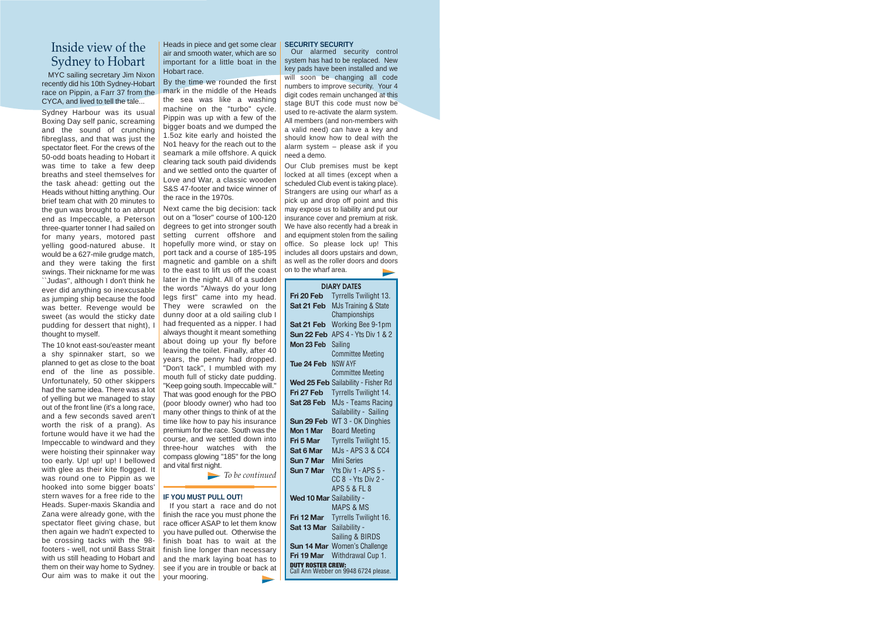# Inside view of the Sydney to Hobart

MYC sailing secretary Jim Nixon recently did his 10th Sydney-Hobart race on Pippin, a Farr 37 from the CYCA, and lived to tell the tale...

Sydney Harbour was its usual Boxing Day self panic, screaming and the sound of crunching fibreglass, and that was just the spectator fleet. For the crews of the 50-odd boats heading to Hobart it was time to take a few deep breaths and steel themselves for the task ahead: getting out the Heads without hitting anything. Our brief team chat with 20 minutes to the gun was brought to an abrupt end as Impeccable, a Peterson three-quarter tonner I had sailed on for many years, motored past yelling good-natured abuse. It would be a 627-mile grudge match, and they were taking the first swings. Their nickname for me was ``Judas", although I don't think he ever did anything so inexcusable as jumping ship because the food was better. Revenge would be sweet (as would the sticky date pudding for dessert that night), I thought to myself.

The 10 knot east-sou'easter meant a shy spinnaker start, so we planned to get as close to the boat end of the line as possible. Unfortunately, 50 other skippers had the same idea. There was a lot of yelling but we managed to stay out of the front line (it's a long race, and a few seconds saved aren't worth the risk of a prang). As fortune would have it we had the Impeccable to windward and they were hoisting their spinnaker way too early. Up! up! up! I bellowed with glee as their kite flogged. It was round one to Pippin as we hooked into some bigger boats' stern waves for a free ride to the Heads. Super-maxis Skandia and Zana were already gone, with the spectator fleet giving chase, but then again we hadn't expected to be crossing tacks with the 98-footers - well, not until Bass Strait with us still heading to Hobart and them on their way home to Sydney. Our aim was to make it out the Heads in piece and get some clear air and smooth water, which are so important for a little boat in the Hobart race.

By the time we rounded the first mark in the middle of the Heads the sea was like a washing machine on the "turbo" cycle. Pippin was up with a few of the bigger boats and we dumped the 1.5oz kite early and hoisted the No1 heavy for the reach out to the seamark a mile offshore. A quick clearing tack south paid dividends and we settled onto the quarter of Love and War, a classic wooden S&S 47-footer and twice winner of the race in the 1970s.

Next came the big decision: tack out on a "loser" course of 100-120 degrees to get into stronger south setting current offshore and hopefully more wind, or stay on port tack and a course of 185-195 magnetic and gamble on a shift to the east to lift us off the coast later in the night. All of a sudden the words "Always do your long legs first" came into my head. They were scrawled on the dunny door at a old sailing club I had frequented as a nipper. I had always thought it meant something about doing up your fly before leaving the toilet. Finally, after 40 years, the penny had dropped. "Don't tack", I mumbled with my mouth full of sticky date pudding. "Keep going south. Impeccable will." That was good enough for the PBO (poor bloody owner) who had too many other things to think of at the time like how to pay his insurance premium for the race. South was the course, and we settled down into three-hour watches with the compass glowing "185" for the long and vital first night.

*To be continued*

## IF YOU MUST PULL OUT!

If you start a race and do not finish the race you must phone the race officer ASAP to let them know you have pulled out. Otherwise the finish boat has to wait at the finish line longer than necessary and the mark laying boat has to see if you are in trouble or back at your mooring.

## SECURITY SECURITY

Our alarmed security control system has had to be replaced. New key pads have been installed and we will soon be changing all code numbers to improve security. Your 4 digit codes remain unchanged at this stage BUT this code must now be used to re-activate the alarm system. All members (and non-members with a valid need) can have a key and should know how to deal with the alarm system – please ask if you need a demo.

Our Club premises must be kept locked at all times (except when a scheduled Club event is taking place). Strangers are using our wharf as a pick up and drop off point and this may expose us to liability and put our insurance cover and premium at risk. We have also recently had a break in and equipment stolen from the sailing office. So please lock up! This includes all doors upstairs and down, as well as the roller doors and doors on to the wharf area.

## DIARY DATES

| Date | Event |
|---|---|
| **Fri 20 Feb** | Tyrrells Twilight 13. |
| **Sat 21 Feb** | MJs Training & State Championships |
| **Sat 21 Feb** | Working Bee 9-1pm |
| **Sun 22 Feb** | APS 4 - Yts Div 1 & 2 |
| **Mon 23 Feb** | Sailing Committee Meeting |
| **Tue 24 Feb** | NSW AYF Committee Meeting |
| **Wed 25 Feb** | Sailability - Fisher Rd |
| **Fri 27 Feb** | Tyrrells Twilight 14. |
| **Sat 28 Feb** | MJs - Teams Racing Sailability - Sailing |
| **Sun 29 Feb** | WT 3 - OK Dinghies |
| **Mon 1 Mar** | Board Meeting |
| **Fri 5 Mar** | Tyrrells Twilight 15. |
| **Sat 6 Mar** | MJs - APS 3 & CC4 |
| **Sun 7 Mar** | Mini Series |
| **Sun 7 Mar** | Yts Div 1 - APS 5 - CC 8 - Yts Div 2 - APS 5 & FL 8 |
| **Wed 10 Mar** | Sailability - MAPS & MS |
| **Fri 12 Mar** | Tyrrells Twilight 16. |
| **Sat 13 Mar** | Sailability - Sailing & BIRDS |
| **Sun 14 Mar** | Women's Challenge |
| **Fri 19 Mar** | Withdrawal Cup 1. |

**DUTY ROSTER CREW:**
Call Ann Webber on 9948 6724 please.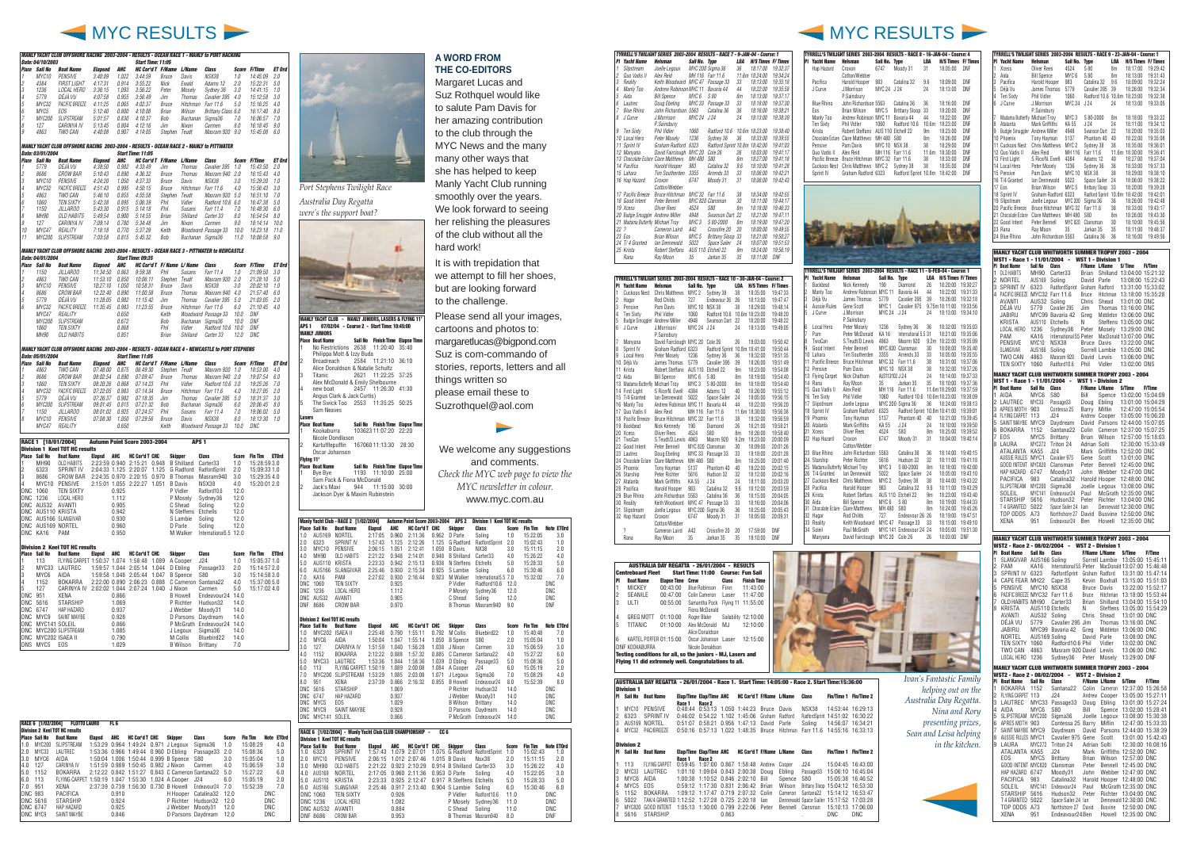# MYC RESULTS

### MANLY YACHT CLUB OFFSHORE RACING 2003-2004 - RESULTS - OCEAN RACE 1 - MANLY to PORT HACKING

Date: 04/10/2003 Start Time: 11:05

| Place | Sail No | Boat Name | Elapsd | AHC | HC Cor'd T | F/Name | L/Name | Class | Score | F/Time | ET Ord |
|---|---|---|---|---|---|---|---|---|---|---|---|
| 1 | MYC10 | PENSIVE | 3:40:09 | 1.022 | 3:44:59 | Bruce | Davis | NSX38 | 1.0 | 14:45:09 | 2.0 |
| 2 | 4384 | FIRST LIGHT | 4:17:31 | 0.914 | 3:55:22 | Nick | Ewald | Adams 12 | 2.0 | 15:22:31 | 5.0 |
| 3 | 1236 | LOCAL HERO | 3:36:15 | 1.093 | 3:56:22 | Peter | Mosely | Sydney 36 | 3.0 | 14:41:15 | 1.0 |
| 4 | 5779 | DÉJÀ VU | 4:07:56 | 0.955 | 3:56:49 | Jim | Thomas | Cavalier 395 | 4.0 | 15:12:58 | 3.0 |
| 5 | MYC32 | PACIFIC BREEZE | 4:11:25 | 0.065 | 4:02:37 | Bruce | Hitchman | Farr 11.6 | 5.0 | 15:16:25 | 4.0 |
| 6 | MYC5 | EOS | 5:12:40 | 0.800 | 4:10:08 | Brian | Wilson | Brittany Class | 6.0 | 16:17:40 | 8.0 |
| 7 | MYC200 | SLIPSTREAM | 5:01:57 | 0.830 | 4:10:37 | Bob | Buchanan | Sigma36 | 7.0 | 16:06:57 | 7.0 |
| 8 | 127 | CARINYA IV | 5:13:45 | 0.804 | 4:12:16 | Jim | Nixon | Carmen | 8.0 | 16:18:45 | 9.0 |
| 9 | 4863 | TWO CAN | 4:48:08 | 0.907 | 4:14:05 | Stephen | Teudt | Masram 920 | 9.0 | 15:45:08 | 6.0 |

### MANLY YACHT CLUB OFFSHORE RACING 2003-2004 - RESULTS - OCEAN RACE 2 - MANLY to PITTWATER

Date: 03/01/2004 Start Time: 11:05

| Place | Sail No | Boat Name | Elapsd | AHC | HC Cor'd T | F/Name | L/Name | Class | Score | F/Time | ET Ord |
|---|---|---|---|---|---|---|---|---|---|---|---|
| 1 | 5779 | DÉJÀ VU | 4:38:50 | 0.982 | 4:33:49 | Jim | Thomas | Cavalier 395 | 1.0 | 15:43:50 | 2.0 |
| 2 | 8686 | CROW BAR | 5:10:43 | 0.890 | 4:36:32 | Bruce | Thomas | Masram 940 | 2.0 | 16:15:43 | 4.0 |
| 3 | MYC10 | PENSIVE | 4:24:20 | 1.050 | 4:37:33 | Bruce | Davis | NSX38 | 3.0 | 15:29:20 | 1.0 |
| 4 | MYC32 | PACIFIC BREEZE | 4:51:43 | 0.065 | 4:50:15 | Bruce | Hitchman | Farr 11.6 | 4.0 | 15:56:43 | 3.0 |
| 5 | 4863 | TWO CAN | 5:46:10 | 0.855 | 4:55:58 | Stephen | Teudt | Masram 920 | 5.0 | 16:51:10 | 7.0 |
| 6 | 1060 | TEN SIXTY | 5:42:38 | 0.895 | 5:06:39 | Phil | Vidler | Radford 10.6 | 6.0 | 16:47:38 | 5.0 |
| 7 | 1150 | JILLAROO | 5:43:30 | 0.915 | 5:14:14 | Phil | Susans | Farr 11.4 | 7.0 | 16:48:30 | 6.0 |
| 8 | MH90 | OLD HABITS | 5:49:54 | 0.900 | 5:14:55 | Brian | Shiland | Carter 33 | 8.0 | 16:54:54 | 8.0 |
| 9 | 127 | CARINYA IV | 7:09:14 | 0.780 | 5:34:48 | Jim | Nixon | Carmen | 9.0 | 18:14:14 | 10.0 |
| 10 | MYC47 | REALITY | 7:18:18 | 0.770 | 5:37:29 | Keith | Woodward | Passage 33 | 10.0 | 18:23:18 | 11.0 |
| 11 | MYC200 | SLIPSTREAM | 7:03:58 | 0.815 | 5:45:32 | Bob | Buchanan | Sigma36 | 11.0 | 18:08:58 | 9.0 |

### MANLY YACHT CLUB OFFSHORE RACING 2003-2004 - RESULTS - OCEAN RACE 3 - PITTWATER to NEWCASTLE

Date: 04/01/2004 Start Time: 09:05

| Place | Sail No | Boat Name | Elapsd | AHC | HC Cor'd T | F/Name | L/Name | Class | Score | F/Time | ET Ord |
|---|---|---|---|---|---|---|---|---|---|---|---|
| 1 | 1150 | JILLAROO | 11:34:50 | 0.863 | 9:59:38 | Phil | Susans | Farr 11.4 | 1.0 | 21:09:50 | 3.0 |
| 2 | 4863 | TWO CAN | 11:53:10 | 0.850 | 10:06:11 | Stephen | Teudt | Masram 920 | 2.0 | 21:28:10 | 5.0 |
| 3 | MYC10 | PENSIVE | 10:27:10 | 1.050 | 10:58:31 | Bruce | Davis | NSX38 | 3.0 | 20:02:10 | 1.0 |
| 4 | 8686 | CROW BAR | 12:22:40 | 0.890 | 11:00:58 | Bruce | Thomas | Masram 940 | 4.0 | 21:57:40 | 6.0 |
| 5 | 5779 | DÉJÀ VU | 11:28:05 | 0.982 | 11:15:42 | Jim | Thomas | Cavalier 395 | 5.0 | 21:03:05 | 2.0 |
| 6 | MYC32 | PACIFIC BREEZE | 11:35:45 | 0.983 | 11:23:55 | Bruce | Hitchman | Farr 11.6 | 6.0 | 21:10:45 | 4.0 |
| | MYC47 | REALITY | | 0.650 | | Keith | Woodward | Passage 33 | 10.0 | DNF | |
| | MYC200 | SLIPSTREAM | | 0.672 | | Bob | Buchanan | Sigma36 | 10.0 | DNF | |
| | 1060 | TEN SIXTY | | 0.868 | | Phil | Vidler | Radford 10.6 | 10.0 | DNF | |
| | MH90 | OLD HABITS | | 0.851 | | Brian | Shiland | Carter 33 | 12.0 | DNC | |

### MANLY YACHT CLUB OFFSHORE RACING 2003-2004 - RESULTS - OCEAN RACE 4 - NEWCASTLE to PORT STEPHENS

Date: 05/01/2004 Start Time: 11:05

| Place | Sail No | Boat Name | Elapsd | AHC | HC Cor'd T | F/Name | L/Name | Class | Score | F/Time | ET Ord |
|---|---|---|---|---|---|---|---|---|---|---|---|
| 1 | 4863 | TWO CAN | 07:48:00 | 0.875 | 06:49:30 | Stephen | Teudt | Masram 920 | 1.0 | 18:53:00 | 4.0 |
| 2 | 8686 | CROW BAR | 08:02:54 | 0.890 | 07:09:47 | Bruce | Thomas | Masram 940 | 2.0 | 19:07:54 | 6.0 |
| 3 | 1060 | TEN SIXTY | 08:20:26 | 0.868 | 07:14:23 | Phil | Vidler | Radford 10.6 | 3.0 | 19:25:26 | 7.0 |
| 4 | MYC32 | PACIFIC BREEZE | 07:22:05 | 0.983 | 07:14:34 | Bruce | Hitchman | Farr 11.6 | 4.0 | 18:27:05 | 2.0 |
| 5 | 5779 | DÉJÀ VU | 07:26:37 | 0.982 | 07:18:35 | Jim | Thomas | Cavalier 395 | 5.0 | 18:31:37 | 3.0 |
| 6 | MYC200 | SLIPSTREAM | 09:01:45 | 0.815 | 07:21:32 | Bob | Buchanan | Sigma36 | 6.0 | 20:06:45 | 8.0 |
| 7 | 1150 | JILLAROO | 08:01:02 | 0.925 | 07:24:57 | Phil | Susans | Farr 11.4 | 7.0 | 19:06:02 | 5.0 |
| 8 | MYC10 | PENSIVE | 07:08:30 | 1.050 | 07:29:56 | Bruce | Davis | NSX38 | 8.0 | 18:13:30 | 1.0 |
| | MYC47 | REALITY | | 0.650 | | Keith | Woodward | Passage 33 | 10.0 | DNC | |

### RACE 1 [18/01/2004] Autumn Point Score 2003-2004 APS 1

**Division 1 Keel Toh HC results**

| Place | Sail No | Boat Name | Elapsd | AHC | HC Cor'd T | CHC | Skipper | Class | Score | Fin Tim | ETOrd |
|---|---|---|---|---|---|---|---|---|---|---|---|
| 1 | MH90 | OLD HABITS | 2:23:59 | 0.940 | 2:15:21 | 0.948 | B Shilland | Carter33 | 1.0 | 15:28:59 | 3.0 |
| 2 | 6323 | SPRINT IV | 2:04:33 | 1.125 | 2:20:07 | 1.125 | G Radford | RadfordSprint | 2.0 | 15:09:33 | 1.0 |
| 3 | 8686 | CROW BAR | 2:24:35 | 0.970 | 2:20:15 | 0.970 | B Thomas | Masram940 | 3.0 | 15:29:35 | 4.0 |
| 4 | MYC10 | PENSIVE | 2:15:01 | 1.055 | 2:22:27 | 1.051 | B Davis | NSX38 | 4.0 | 15:20:01 | 2.0 |
| DNC | 1060 | TEN SIXTY | | 0.925 | | | P Vidler | Radford10.6 | 12.0 | | |
| DNC | 1236 | LOCAL HERO | | 1.112 | | | P Mosely | Sydney36 | 12.0 | | |
| DNC | AUS32 | AVANTI | | 0.905 | | | C Shead | Soling | 12.0 | | |
| DNC | AUS110 | KRISTA | | 0.942 | | | N Steffens | Etchells | 12.0 | | |
| DNC | AUS166 | SLANGVAR | | 0.930 | | | S Lamble | Soling | 12.0 | | |
| DNC | AUS169 | NORTEL | | 0.960 | | | D Parle | Soling | 12.0 | | |
| DNC | KA16 | PAM | | 0.950 | | | M Walker | International5.5 | 12.0 | | |

**Division 2 Keel Toh HC results**

| Place | Sail No | Boat Name | Elapsd | AHC | HC Cor'd T | CHC | Skipper | Class | Score | Fin Tim | ETOrd |
|---|---|---|---|---|---|---|---|---|---|---|---|
| 1 | 113 | FLYING CARPET | 1:50:37 | 1.074 | 1:58:48 | 1.089 | A Cooper | J24 | 1.0 | 15:05:37 | 1.0 |
| 2 | MYC33 | LAUTREC | 1:59:57 | 1.044 | 2:05:14 | 1.044 | D Ebling | Passage33 | 2.0 | 15:14:57 | 2.0 |
| 3 | MYC6 | AIDA | 1:59:58 | 1.048 | 2:05:44 | 1.047 | B Spence | S80 | 3.0 | 15:14:58 | 3.0 |
| 4 | 1152 | BOKARRA | 2:22:00 | 0.890 | 2:06:23 | 0.888 | C Cameron | Santana22 | 4.0 | 15:37:00 | 5.0 |
| 5 | 127 | CARINYA IV | 2:02:02 | 1.044 | 2:07:24 | 1.040 | J Nixon | Carmen | 5.0 | 15:17:02 | 4.0 |
| DNC | 951 | XENA | | 0.866 | | | B Howell | Endeavour24 | 14.0 | | |
| DNC | 5616 | STARSHIP | | 1.069 | | | P Richter | Hudson32 | 14.0 | | |
| DNC | 6747 | HAP HAZARD | | 0.937 | | | J Webber | Moody31 | 14.0 | | |
| DNC | MYC9 | SAINT MAYBE | | 0.928 | | | D Parsons | Daydream | 14.0 | | |
| DNC | MYC141 | SOLEIL | | 0.866 | | | P McGrath | Endeavour24 | 14.0 | | |
| DNC | MYC200 | SLIPSTREAM | | 1.085 | | | J Leguoux | Sigma36 | 14.0 | | |
| DNC | MYC202 | ISAEA II | | 0.790 | | | M Collis | Bluebird22 | 14.0 | | |
| DNS | MYC5 | EOS | | 1.029 | | | B Wilson | Brittany | 7.0 | | |

### RACE 6 [1/02/2004] FLOTTO LAURO FL 6

**Division 2 Keel Toh HC results**

| Place | Sail No | Boat Name | Elapsd | AHC | HC Cor'd T | CHC | Skipper | Class | Score | Fin Tim | ETOrd |
|---|---|---|---|---|---|---|---|---|---|---|---|
| 1.0 | MYC200 | SLIPSTREAM | 1:53:29 | 0.964 | 1:49:24 | 0.971 | J Legoux | Sigma36 | 1.0 | 15:08:29 | 4.0 |
| 2.0 | MYC33 | LAUTREC | 1:53:36 | 0.966 | 1:49:44 | 0.960 | D Ebling | Passage33 | 2.0 | 15:08:36 | 5.0 |
| 3.0 | MYC6 | AIDA | 1:50:04 | 1.006 | 1:50:44 | 0.999 | B Spence | S80 | 3.0 | 15:05:04 | 1.0 |
| 4.0 | 127 | CARINYA IV | 1:51:59 | 0.989 | 1:50:45 | 0.982 | J Nixon | Carmen | 4.0 | 15:06:59 | 3.0 |
| 5.0 | 1152 | BOKARRA | 2:12:22 | 0.842 | 1:51:27 | 0.843 | C Cameron | Santana22 | 5.0 | 15:27:22 | 6.0 |
| 6.0 | 113 | FLYING CARPET | 1:50:19 | 1.047 | 1:55:30 | 1.024 | A Cooper | J24 | 6.0 | 15:05:19 | 2.0 |
| 7.0 | 951 | XENA | 2:37:39 | 0.739 | 1:56:30 | 0.730 | B Howell | Endeavour24 | 7.0 | 15:52:39 | 7.0 |
| DNC | 983 | PACIFICA | | 0.910 | | | H Cooper | Catalina32 | 12.0 | DNC | |
| DNC | 5616 | STARSHIP | | 0.924 | | | P Richter | Hudson32 | 12.0 | DNC | |
| DNC | 6747 | HAP HAZARD | | 0.925 | | | J Webber | Moody31 | 12.0 | DNC | |
| DNC | MYC9 | SAINT MAYBE | | 0.846 | | | D Parsons | Daydream | 12.0 | DNC | |

## A WORD FROM THE CO-EDITORS

Margaret Lucas and Suz Rothquel would like to salute Pam Davis for her amazing contribution to the club through the MYC News and the many many other ways that she has helped to keep Manly Yacht Club running smoothly over the years. We look forward to seeing her relishing the pleasures of the club without all the hard work!

It is with trepidation that we attempt to fill her shoes, but are looking forward to the challenge.

Please send all your images, cartoons and photos to: margaretlucas@bigpond.com Suz is com-commando of stories, reports, letters and all things written so please email these to Suzrothquel@aol.com

*Port Stephens Twilight Race*

*Australia Day Regatta were the support boat?*

### MANLY YACHT CLUB - MANLY JUNIORS, LASERS & FLYING 11'

APS 1 07/02/04 - Course 2 - Start Time: 10:45:00

**Manly Juniors**

| Place | Boat Name | Sail No | Finish Time | Elapse Time |
|---|---|---|---|---|
| 1 | No Restrictions | 2638 | 11:20:40 | 35:40 |
| | Philippa Mott & Izzy Buda | | | |
| 2 | Broadreach | 2584 | 11:21:10 | 36:10 |
| | Alice Donaldson & Natalie Schultz | | | |
| 3 | Titanic | 2621 | 11:22:25 | 37:25 |
| | Alex McDonald & Emily Shelbourne | | | |
| 4 | new boat | 2457 | 11:26:30 | 41:30 |
| | Angus Clark & Jack Curtis | | | |
| 5 | The Swick Too | 2553 | 11:35:25 | 50:25 |
| | Sam Neaves | | | |

**Lasers**

| Place | Boat Name | Sail No | Finish Time | Elapse Time |
|---|---|---|---|---|
| 1 | Kookaburra | 103623 | 11:07:20 | 22:20 |
| | Nicole Donaldson | | | |
| 2 | Kartoffelpuffin | 167060 | 11:13:30 | 28:30 |
| | Oscar Johanson | | | |

**Flying 11'**

| Place | Boat Name | Sail No | Finish Time | Elapse Time |
|---|---|---|---|---|
| 1 | Bye Bye | 1193 | 11:10:00 | 25:00 |
| | Sam Pack & Fiona McDonald | | | |
| 2 | Jack's Maxi | 944 | 11:15:00 | 30:00 |
| | Jackson Dyer & Maxim Rubinstein | | | |

### Manly Yacht Club - Race 2 [1/02/2004] Autumn Point Score 2003-2004 APS 2 Division 1 Keel Toh HC results

| Place | Sail No | Boat Name | Elapsd | AHC | HC Cor'd T | CHC | Skipper | Class | Score | Fin Time | ETOrd |
|---|---|---|---|---|---|---|---|---|---|---|---|
| 1.0 | AUS169 | NORTEL | 2:17:05 | 0.960 | 2:11:36 | 0.962 | D Parle | Soling | 1.0 | 15:22:05 | 3.0 |
| 2.0 | 6323 | SPRINT IV | 1:57:43 | 1.125 | 2:12:26 | 1.125 | G Radford | RadfordSprint | 2.0 | 15:02:43 | 1.0 |
| 3.0 | MYC10 | PENSIVE | 2:06:15 | 1.051 | 2:12:41 | 1.050 | B Davis | NSX38 | 3.0 | 15:11:15 | 2.0 |
| 4.0 | MH90 | OLD HABITS | 2:21:22 | 0.948 | 2:14:01 | 0.948 | B Shilland | Carter33 | 4.0 | 15:26:22 | 4.0 |
| 5.0 | AUS110 | KRISTA | 2:23:33 | 0.942 | 2:15:13 | 0.938 | N Steffens | Etchells | 5.0 | 15:28:33 | 5.0 |
| 6.0 | AUS166 | SLANGVAR | 2:25:46 | 0.930 | 2:15:34 | 0.925 | S Lamble | Soling | 6.0 | 15:30:46 | 6.0 |
| 7.0 | KA16 | PAM | 2:27:02 | 0.930 | 2:16:44 | 0.923 | M Walker | International5.5 | 7.0 | 15:32:02 | 7.0 |
| DNC | 1060 | TEN SIXTY | | 0.925 | | | P Vidler | Radford10.6 | 12.0 | | DNC |
| DNC | 1236 | LOCAL HERO | | 1.112 | | | P Mosely | Sydney36 | 12.0 | | DNC |
| DNC | AUS32 | AVANTI | | 0.905 | | | C Shead | Soling | 12.0 | | DNC |
| DNF | 8686 | CROW BAR | | 0.970 | | | B Thomas | Masram940 | 9.0 | | DNF |

**Division 2 Keel Toh HC results**

| Place | Sail No | Boat Name | Elapsd | AHC | HC Cor'd T | CHC | Skipper | Class | Score | Fin Time | ETOrd |
|---|---|---|---|---|---|---|---|---|---|---|---|
| 1.0 | MYC202 | ISAEA II | 2:25:48 | 0.790 | 1:55:11 | 0.792 | M Collis | Bluebird22 | 1.0 | 15:40:48 | 7.0 |
| 2.0 | MYC6 | AIDA | 1:50:04 | 1.047 | 1:55:14 | 1.050 | B Spence | S80 | 2.0 | 15:05:04 | 1.0 |
| 3.0 | 127 | CARINYA IV | 1:51:59 | 1.040 | 1:56:28 | 1.038 | J Nixon | Carmen | 3.0 | 15:06:59 | 3.0 |
| 4.0 | 1152 | BOKARRA | 2:12:22 | 0.888 | 1:57:32 | 0.885 | C Cameron | Santana22 | 4.0 | 15:27:22 | 6.0 |
| 5.0 | MYC33 | LAUTREC | 1:53:36 | 1.044 | 1:58:36 | 1.039 | D Ebling | Passage33 | 5.0 | 15:08:36 | 5.0 |
| 6.0 | 113 | FLYING CARPET | 1:50:19 | 1.089 | 2:00:08 | 1.084 | A Cooper | J24 | 6.0 | 15:05:19 | 2.0 |
| 7.0 | MYC200 | SLIPSTREAM | 1:53:29 | 1.085 | 2:03:08 | 1.071 | J Legoux | Sigma36 | 7.0 | 15:08:29 | 4.0 |
| 8.0 | 951 | XENA | 2:37:39 | 0.866 | 2:16:32 | 0.855 | B Howell | Endeavour24 | 8.0 | 15:52:39 | 8.0 |
| DNC | 5616 | STARSHIP | | 1.069 | | | P Richter | Hudson32 | 14.0 | | DNC |
| DNC | 6747 | HAP HAZARD | | 0.937 | | | J Webber | Moody31 | 14.0 | | DNC |
| DNC | MYC5 | EOS | | 1.029 | | | B Wilson | Brittany | 7.0 | | DNC |
| DNC | MYC9 | SAINT MAYBE | | 0.928 | | | D Parsons | Daydream | 14.0 | | DNC |
| DNC | MYC141 | SOLEIL | | 0.866 | | | P McGrath | Endeavour24 | 14.0 | | DNC |

### RACE 6 [1/02/2004] - Manly Yacht Club Club Championship - CC 6

**Division 1 Keel Toh HC results**

| Place | Sail No | Boat Name | Elapsd | AHC | HC Cor'd T | CHC | Skipper | Class | Score | Fin Time | ETOrd |
|---|---|---|---|---|---|---|---|---|---|---|---|
| 1.0 | 6323 | SPRINT IV | 1:57:43 | 1.079 | 2:07:01 | 1.075 | G Radford | RadfordSprint | 1.0 | 15:02:43 | 1.0 |
| 2.0 | MYC10 | PENSIVE | 2:06:15 | 1.012 | 2:07:46 | 1.015 | B Davis | Nsx38 | 2.0 | 15:11:15 | 2.0 |
| 3.0 | MH90 | OLD HABITS | 2:21:22 | 0.923 | 2:10:29 | 0.914 | B Shilland | Carter33 | 3.0 | 15:26:22 | 4.0 |
| 4.0 | AUS169 | NORTEL | 2:17:05 | 0.960 | 2:11:36 | 0.962 | D Parle | Soling | 4.0 | 15:22:05 | 3.0 |
| 5.0 | AUS110 | KRISTA | 2:23:33 | 0.925 | 2:12:47 | 0.917 | R Steffens | Etchells | 5.0 | 15:28:33 | 5.0 |
| 6.0 | AUS166 | SLANGVAR | 2:25:46 | 0.917 | 2:13:40 | 0.904 | S Lamble | Soling | 6.0 | 15:30:46 | 6.0 |
| DNC | 1060 | TEN SIXTY | | 0.926 | | | P Vidler | Radford10.6 | 11.0 | | DNC |
| DNC | 1236 | LOCAL HERO | | 1.082 | | | P Mosely | Sydney36 | 11.0 | | DNC |
| DNC | AUS32 | AVANTI | | 0.884 | | | C Shead | Soling | 11.0 | | DNC |
| DNF | 8686 | CROW BAR | | 0.953 | | | B Thomas | Masram940 | 8.0 | | DNF |

### TYRRELL'S TWILIGHT SERIES 2003-2004 RESULTS - RACE 7 - 9-JAN-04 - Course: 1

| Pl | Yacht Name | Helmsman | Sail No. | Type | LOA | H/S Times | F/Times |
|---|---|---|---|---|---|---|---|
| 1 | Slipstream | Joelle Legoux | MYC 200 | Sigma 36 | 36 | 18:17:00 | 19:32:37 |
| 2 | Duo Vadis II | Alex Reid | MH 116 | Farr 11.6 | 11.6m | 18:24:00 | 19:34:24 |
| 3 | Reality | Keith Woodward | MYC 47 | Passage 33 | 33 | 18:13:00 | 19:35:18 |
| 4 | Manly Too | Andrew Robinson | MYC 11 | Bavaria 44 | 44 | 18:22:00 | 19:35:58 |
| 5 | Aida | Bill Spence | MYC 6 | S 80 | 8m | 18:13:00 | 19:37:17 |
| 6 | Lautrec | Doug Ebeling | MYC 33 | Passage 33 | 33 | 18:18:00 | 19:37:30 |
| 7 | Blue Rhino | John Richardson | 5563 | Catalina 36 | 36 | 18:18:00 | 19:38:21 |
| 8 | J Curve | J.Morrison/ P.Sainsbury | MYC 24 | J 24 | 24 | 18:13:00 | 19:38:39 |
| 9 | Ten Sixty | Phil Vidler | 1060 | Radford 10.6 | 10.6m | 18:23:00 | 19:38:40 |
| 10 | Local Hero | Peter Mosely | 1236 | Sydney 36 | 36 | 18:33:00 | 19:39:55 |
| 11 | Sprint IV | Graham Radford | 6323 | Radford Sprint | 10.8m | 18:42:00 | 19:41:03 |
| 12 | Manyana | David Fairclough | MYC 20 | Cole 26 | 26 | 18:03:00 | 19:41:17 |
| 13 | Chocolate Eclare | Clare Matthews | MH 480 | S80 | 8m | 18:27:00 | 19:41:18 |
| 14 | Pacifica | Harold Hooper | 983 | Catalina 32 | 9.6 | 18:10:00 | 19:41:32 |
| 15 | Lahara | Tim Southerden | 3355 | Arends 33 | 33 | 18:08:00 | 19:42:21 |
| 16 | Hap Hazard | Croxon Cotton/Webber | 6747 | Moody 31 | 31 | 18:08:00 | 19:42:43 |
| 17 | Pacific Breeze | Bruce Hitchman | MYC 32 | Farr 11.6 | 38 | 18:34:00 | 19:42:55 |
| 18 | Good Intent | Peter Bennell | MYC 820 | Clansman | 30 | 18:11:00 | 19:44:17 |
| 19 | Xcess | Oliver Rees | 4524 | S80 | 8m | 18:17:00 | 19:46:33 |
| 20 | Budgie Smuggler | Andrew Miller | 4948 | Swanson Dart | 22 | 18:21:00 | 19:47:11 |
| 21 | Madams Butterfly | Michael Troy | MYC 3 | S 80-2000 | 8m | 18:19:00 | 19:47:20 |
| 22 | ? | Cameron Laird | A42 | Crossfire 20 | 20 | 18:00:00 | 19:49:05 |
| 23 | Eos | Brian Wilson | MYC 5 | Brittany Sloop | 33 | 18:21:00 | 19:50:27 |
| 24 | T-4 Granted | Ian Dennewald | 5022 | Space Sailer | 24 | 18:07:00 | 19:51:53 |
| 25 | Krista | Robert Steffens | AUS 110 | Etchell 22 | 9m | 18:24:00 | 19:56:19 |
| | Rana | Ray Moon | 35 | Jarkan 35 | 35 | 18:15:00 | DNF |

### TYRRELL'S TWILIGHT SERIES 2003-2004 RESULTS - RACE 10 - 30-JAN-04 - Course: 2

| Pl | Yacht Name | Helmsman | Sail No. | Type | LOA | H/S Times | F/Times |
|---|---|---|---|---|---|---|---|
| 1 | Cuckoos Nest | Chris Matthews | MYC 2 | Sydney 38 | 38 | 18:35:00 | 19:47:33 |
| 2 | Hagar | Rod Childs | 727 | Endeavour 26 | 26 | 18:13:00 | 19:47:47 |
| 3 | Pensive | Pam Davis | MYC 10 | NSX 38 | 38 | 18:29:00 | 19:48:14 |
| 4 | Ten Sixty | Phil Vidler | 1060 | Radford 10.6 | 10.6m | 18:23:00 | 19:48:20 |
| 5 | Budgie Smuggler | Andrew Miller | 4948 | Swanson Dart | 22 | 18:20:00 | 19:48:22 |
| 6 | J Curve | J.Morrison/ P.Sainsbury | MYC 24 | J 24 | 24 | 18:13:00 | 19:49:05 |
| 7 | Manyana | David Fairclough | MYC 20 | Cole 26 | 26 | 18:03:00 | 19:50:42 |
| 8 | Sprint IV | Graham Radford | 6323 | Radford Sprint | 10.8m | 18:41:00 | 19:50:44 |
| 9 | Local Hero | Peter Mosely | 1236 | Sydney 36 | 36 | 18:32:00 | 19:51:05 |
| 10 | Déjà Vu | James Thomas | 5779 | Cavalier 395 | 39 | 18:26:00 | 19:51:49 |
| 11 | Krista | Robert Steffens | AUS 110 | Etchell 22 | 9m | 18:23:00 | 19:54:08 |
| 12 | Aida | Bill Spence | MYC 6 | S 80 | 8m | 18:19:00 | 19:54:40 |
| 13 | Madams Butterfly | Michael Troy | MYC 3 | S 80-2000 | 8m | 18:18:00 | 19:54:40 |
| 14 | First Light | S.Ricer/N. Ewell | 4384 | Adams 12 | 40 | 18:26:00 | 19:55:12 |
| 15 | T-4 Granted | Ian Dennewald | 5022 | Space Sailer | 24 | 18:05:00 | 19:56:15 |
| 16 | Manly Too | Andrew Robinson | MYC 11 | Bavaria 44 | 44 | 18:22:00 | 19:56:50 |
| 17 | Duo Vadis II | Alex Reid | MH 116 | Farr 11.6 | 11.6m | 18:30:00 | 19:56:38 |
| 18 | Pacific Breeze | Bruce Hitchman | MYC 32 | Farr 11.6 | 38 | 18:32:00 | 19:56:59 |
| 19 | Backbeat | Nick Kennedy | 190 | Diamond | 26 | 18:21:00 | 19:58:21 |
| 20 | Xcess | Oliver Rees | 4524 | S80 | 8m | 18:20:00 | 19:58:40 |
| 21 | TwoCan | S.Teudt/G.Lewis | 4863 | Masrm 920 | 9.2m | 18:25:00 | 20:00:09 |
| 22 | Good Intent | Peter Bennell | MYC 820 | Clansman | 30 | 18:09:00 | 20:01:26 |
| 23 | Lautrec | Doug Ebeling | MYC 33 | Passage 33 | 33 | 18:19:00 | 20:01:28 |
| 24 | Chocolate Eclare | Clare Matthews | MH 480 | S80 | 8m | 18:25:00 | 20:01:40 |
| 25 | Phoenix | Tony Hayman | 5137 | Phantom 40 | 40 | 18:22:00 | 20:02:15 |
| 26 | Starship | Peter Richter | 5616 | Hudson 32 | 32 | 18:12:00 | 20:02:16 |
| 27 | Atalanta | Mark Griffiths | KA 55 | J 24 | 24 | 18:11:00 | 20:03:00 |
| 28 | Pacifica | Harold Hooper | 983 | Catalina 32 | 9.6 | 18:12:00 | 20:03:59 |
| 29 | Blue Rhino | John Richardson | 5563 | Catalina 36 | 36 | 18:15:00 | 20:04:05 |
| 30 | Reality | Keith Woodward | MYC 47 | Passage 33 | 33 | 18:16:00 | 20:04:06 |
| 31 | Slipstream | Joelle Legoux | MYC 200 | Sigma 36 | 36 | 18:25:00 | 20:05:43 |
| 32 | Hap Hazard | Croxon Cotton/Webber | 6747 | Moody 31 | 31 | 18:05:00 | 20:09:31 |
| | ? | Cameron Laird | A42 | Crossfire 20 | 20 | 17:59:00 | DNF |
| | Rana | Ray Moon | 35 | Jarkan 35 | 35 | 18:15:00 | DNF |

We welcome any suggestions and comments.

*Check the MYC web page to view the MYC newsletter in colour.*

www.myc.com.au

### TYRRELL'S TWILIGHT SERIES 2003-2004 RESULTS - RACE 8 - 16-JAN-04 - Course: 4

| Pl | Yacht Name | Helmsman | Sail No. | Type | LOA | H/S Times | F/Times |
|---|---|---|---|---|---|---|---|
| | Hap Hazard | Croxon Cotton/Webber | 6747 | Moody 31 | 31 | 18:05:00 | DNF |
| | Pacifica | Harold Hooper | 983 | Catalina 32 | 9.6 | 18:09:00 | DNF |
| | J Curve | J.Morrison/ P.Sainsbury | MYC 24 | J 24 | 24 | 18:13:00 | DNF |
| | Blue Rhino | John Richardson | 5563 | Catalina 36 | 36 | 18:16:00 | DNF |
| | Eos | Brian Wilson | MYC 5 | Brittany Sloop | 33 | 18:20:00 | DNF |
| | Manly Too | Andrew Robinson | MYC 11 | Bavaria 44 | 44 | 18:22:00 | DNF |
| | Ten Sixty | Phil Vidler | 1060 | Radford 10.6 | 10.6m | 18:23:00 | DNF |
| | Krista | Robert Steffens | AUS 110 | Etchell 22 | 9m | 18:23:00 | DNF |
| | Budgie Smuggler | Andrew Miller | 4948 | Swanson Dart | 22 | 18:25:00 | DNF |
| | Local Hero | Peter Mosely | MH 480 | S80 | 8m | 18:26:00 | DNF |
| | Pensive | Pam Davis | MYC 10 | NSX 38 | 38 | 18:29:00 | DNF |
| | Duo Vadis II | Alex Reid | MH 116 | Farr 11.6 | 11.6m | 18:30:00 | DNF |
| | Pacific Breeze | Bruce Hitchman | MYC 32 | Farr 11.6 | 38 | 18:33:00 | DNF |
| | Cuckoos Nest | Chris Matthews | MYC 2 | Sydney 38 | 38 | 18:33:00 | DNF |
| | Sprint IV | Graham Radford | 6323 | Radford Sprint | 10.8m | 18:42:00 | DNF |

### TYRRELL'S TWILIGHT SERIES 2003-2004 RESULTS - RACE 11 - 6-FEB-04 - Course: 2

| Pl | Yacht Name | Helmsman | Sail No. | Type | LOA | H/S Times | F/Times |
|---|---|---|---|---|---|---|---|
| 1 | Backbeat | Nick Kennedy | 190 | Diamond | 26 | 18:20:00 | 19:30:27 |
| 2 | Manly Too | Andrew Robinson | MYC 11 | Bavaria 44 | 44 | 18:22:00 | 19:33:33 |
| 3 | Déjà Vu | James Thomas | 5779 | Cavalier 395 | 39 | 18:26:00 | 19:33:44 |
| 4 | Aussie Rules | Gene Scott | MYC 1 | Cavalier 975 | 9.75m | 18:11:00 | 19:33:56 |
| 5 | J Curve | J.Morrison/ P.Sainsbury | MYC 24 | J 24 | 24 | 18:13:00 | 19:34:10 |
| 6 | Local Hero | Peter Mosely | 1236 | Sydney 36 | 36 | 18:32:00 | 19:35:03 |
| 7 | Pam | Peter McDonald | KA 16 | International 5.5 | 31 | 18:21:00 | 19:35:06 |
| 8 | TwoCan | S.Teudt/G.Lewis | 4863 | Masrm 920 | 9.2m | 18:22:00 | 19:35:09 |
| 9 | Good Intent | Peter Bennell | MYC 820 | Clansman | 30 | 18:08:00 | 19:35:40 |
| 10 | Lahara | Tim Southerden | 3355 | Arends 33 | 33 | 18:08:00 | 19:35:55 |
| 11 | Pacific Breeze | Bruce Hitchman | MYC 32 | Farr 11.6 | 38 | 18:31:00 | 19:36:43 |
| 12 | Pensive | Pam Davis | MYC 10 | NSX 38 | 38 | 18:32:00 | 19:37:26 |
| 13 | Flying Carpet | Nick Chatham | AUS113 | J 24 | 24 | 18:14:00 | 19:37:33 |
| 14 | Rana | Ray Moon | 35 | Jarkan 35 | 35 | 18:10:00 | 19:37:56 |
| 15 | Duo Vadis II | Alex Reid | MH 116 | Farr 11.6 | 11.6m | 18:29:00 | 19:37:59 |
| 16 | Ten Sixty | Phil Vidler | 1060 | Radford 10.6 | 10.6m | 18:23:00 | 19:38:09 |
| 17 | Slipstream | Joelle Legoux | MYC 200 | Sigma 36 | 36 | 18:24:00 | 19:38:13 |
| 18 | Sprint IV | Graham Radford | 6323 | Radford Sprint | 10.8m | 18:41:00 | 19:38:41 |
| 19 | Phoenix | Tony Hayman | 5137 | Phantom 40 | 40 | 18:21:00 | 19:38:45 |
| 20 | Atalanta | Mark Griffiths | KA 55 | J 24 | 24 | 18:10:00 | 19:39:50 |
| 21 | Xcess | Oliver Rees | 4524 | S80 | 8m | 18:21:00 | 19:40:05 |
| 22 | Hap Hazard | Croxon Cotton/Webber | 6747 | Moody 31 | 31 | 18:04:00 | 19:40:14 |
| 23 | Blue Rhino | John Richardson | 5563 | Catalina 36 | 36 | 18:14:00 | 19:40:15 |
| 24 | Starship | Peter Richter | 5616 | Hudson 32 | 32 | 18:11:00 | 19:41:18 |
| 25 | Madams Butterfly | Michael Troy | MYC 3 | S 80-2000 | 8m | 18:18:00 | 19:42:02 |
| 26 | T-4 Granted | Ian Dennewald | 5022 | Space Sailer | 24 | 18:05:00 | 19:43:12 |
| 27 | Cuckoos Nest | Chris Matthews | MYC 2 | Sydney 38 | 38 | 18:44:00 | 19:43:22 |
| 28 | Pacifica | Harold Hooper | 983 | Catalina 32 | 9.6 | 18:11:00 | 19:43:58 |
| 29 | Krista | Robert Steffens | AUS 110 | Etchell 22 | 9m | 18:23:00 | 19:43:59 |
| 30 | Aida | Bill Spence | MYC 6 | S 80 | 8m | 18:19:00 | 19:44:33 |
| 31 | Chocolate Eclare | Clare Matthews | MH 480 | S80 | 8m | 18:24:00 | 19:45:26 |
| 32 | Hagar | Rod Childs | 727 | Endeavour 26 | 26 | 18:19:00 | 19:47:51 |
| 33 | Reality | Keith Woodward | MYC 47 | Passage 33 | 33 | 18:15:00 | 19:49:10 |
| 34 | Soleil | Paul McGrath | MYC 141 | Endeavour 24 | 24 | 18:00:00 | 19:51:30 |
| 35 | Manyana | David Fairclough | MYC 20 | Cole 26 | 26 | 18:03:00 | DNF |

### AUSTRALIA DAY REGATTA - 26/01/2004 - RESULTS

Centreboard Fleet Start Time: 11:00 Course: Fun Sail

| Pl | Boat Name | Elapse Time | Crew | Class | Finish Time |
|---|---|---|---|---|---|
| 1 | MICKEY | 00:43:00 | Blue Robinson | Finn | 11:43:00 |
| 2 | SEANILE | 00:47:00 | Colin Cameron | Laser | 11:47:00 |
| 3 | ULTI | 00:55:00 | Samantha Pock / Fiona McDonald | Flying 11 | 11:55:00 |
| 4 | GREG MOTT | 01:10:00 | Roger Blake | Salability | 12:10:00 |
| 5 | TITANIC | 01:10:00 | Alex McDonald / Alice Donaldson | MJ | 12:10:00 |
| 6 | KARTEL POFFER | 01:15:00 | Oscar Johanson | Laser | 12:15:00 |
| DNF | KOOKABURRA | | Nicole Donaldson | | |

**Testing conditions for all, so the juniors - MJ, Lasers and Flying 11 did extremely well. Congratulations to all.**

### AUSTRALIA DAY REGATTA - 26/01/2004 - Race 1 Start Time: 14:05:00 - Race 2 Start Time:15:36:00

**Division 1**

| Pl | Sail No | Boat Name | Elap/Time Race 1 | Elap/Time Race 2 | AHC | HC Cor'd T | F/Name | L/Name | Class | Fin/Time 1 | Fin/Time 2 |
|---|---|---|---|---|---|---|---|---|---|---|---|
| 1 | MYC10 | PENSIVE | 0:48:44 | 0:53:13 | 1.050 | 1:44:23 | Bruce | Davis | NSX38 | 14:53:44 | 16:29:13 |
| 2 | 6323 | SPRINT IV | 0:46:02 | 0:54:22 | 1.102 | 1:45:06 | Graham | Radford | RadfordSprint | 14:51:02 | 16:30:22 |
| 3 | AUS169 | NORTEL | 0:51:07 | 0:58:21 | 0.956 | 1:47:13 | David | Parle | Soling | 14:56:07 | 16:34:21 |
| 4 | MYC32 | PACIFIC BREEZE | 0:50:16 | 0:57:13 | 1.022 | 1:48:35 | Bruce | Hitchman | Farr 11.6 | 14:55:16 | 16:33:13 |

**Division 2**

| Pl | Sail No | Boat Name | Elap/Time Race 1 | Elap/Time Race 2 | AHC | HC Cor'd T | F/Name | L/Name | Class | Fin/Time 1 | Fin/Time 2 |
|---|---|---|---|---|---|---|---|---|---|---|---|
| 1 | 113 | FLYING CARPET | 0:59:45 | 1:07:00 | 0.867 | 1:58:48 | Andrew | Cooper | J24 | 15:04:45 | 16:43:00 |
| 2 | MYC33 | LAUTREC | 1:01:10 | 1:09:04 | 0.843 | 2:00:38 | Doug | Ebling | Passage33 | 15:06:10 | 16:45:04 |
| 3 | MYC6 | AIDA | 1:00:38 | 1:10:52 | 0.846 | 2:02:10 | Bill | Spence | S80 | 15:05:38 | 16:46:52 |
| 4 | MYC5 | EOS | 0:59:12 | 1:17:31 | 0.831 | 2:06:42 | Brian | Wilson | Brittany Sloop | 15:04:12 | 16:53:30 |
| 5 | 1152 | BOKARRA | 1:09:12 | 1:17:47 | 0.719 | 2:07:32 | Colin | Cameron | Santana22 | 15:14:12 | 16:53:47 |
| 6 | 5022 | TAKE4GRANTED | 1:12:52 | 1:27:28 | 0.725 | 2:20:18 | Ian | Dennewald | Space Sailer | 15:17:52 | 17:03:28 |
| 7 | MYC820 | GOOD INTENT | 1:05:13 | 1:30:00 | 0.799 | 2:22:06 | Peter | Bennell | Clansman | 15:10:13 | 17:06:00 |
| 8 | 5616 | STARSHIP | | | 0.863 | | | | | DNC | DNC |

*Ivan's Fantastic Family helping out on the Australia Day Regatta. Nina and Rory presenting prizes, Sean and Leisa helping in the kitchen.*

### TYRRELL'S TWILIGHT SERIES 2003-2004 RESULTS - RACE 9 - 23-JAN-04 - Course: 1

| Pl | Yacht Name | Helmsman | Sail No. | Type | LOA | H/S Times | F/Times |
|---|---|---|---|---|---|---|---|
| 1 | Xcess | Oliver Rees | 4524 | S 80 | 8m | 18:17:00 | 19:29:12 |
| 2 | Aida | Bill Spence | MYC 6 | S 80 | 8m | 18:13:00 | 19:31:43 |
| 3 | Pacifica | Harold Hooper | 983 | Catalina 32 | 9.6 | 18:09:00 | 19:32:14 |
| 4 | Déjà Vu | James Thomas | 5779 | Cavalier 395 | 39 | 18:26:00 | 19:32:24 |
| 5 | Ten Sixty | Phil Vidler | 1060 | Radford 10.6 | 10.6m | 18:23:00 | 19:32:38 |
| 6 | J Curve | J.Morrison/ P.Sainsbury | MYC 24 | J 24 | 24 | 18:13:00 | 19:33:05 |
| 7 | Madams Butterfly | Michael Troy | MYC 3 | S 80-2000 | 8m | 18:18:00 | 19:33:22 |
| 8 | Atalanta | Mark Griffiths | KA 55 | J 24 | 24 | 18:11:00 | 19:34:12 |
| 9 | Budgie Smuggler | Andrew Miller | 4948 | Swanson Dart | 22 | 18:20:00 | 19:35:03 |
| 10 | Phoenix | Tony Hayman | 5137 | Phantom 40 | 40 | 18:22:00 | 19:35:20 |
| 11 | Cuckoos Nest | Chris Matthews | MYC 2 | Sydney 38 | 38 | 18:35:00 | 19:36:01 |
| 12 | Duo Vadis II | Alex Reid | MH 116 | Farr 11.6 | 11.6m | 18:30:00 | 19:36:41 |
| 13 | First Light | S.Ricer/N. Ewell | 4384 | Adams 12 | 40 | 18:27:00 | 19:37:04 |
| 14 | Local Hero | Peter Mosely | 1236 | Sydney 36 | 36 | 18:33:00 | 19:37:33 |
| 15 | Pensive | Pam Davis | MYC 10 | NSX 38 | 38 | 18:29:00 | 19:38:10 |
| 16 | T-4 Granted | Ian Dennewald | 5022 | Space Sailer | 24 | 18:06:00 | 19:38:55 |
| 17 | Eos | Brian Wilson | MYC 5 | Brittany Sloop | 33 | 18:20:00 | 19:39:58 |
| 18 | Sprint IV | Graham Radford | 6323 | Radford Sprint | 10.8m | 18:42:00 | 19:42:01 |
| 19 | Slipstream | Joelle Legoux | MYC 200 | Sigma 36 | 36 | 18:26:00 | 19:42:48 |
| 20 | Blue Rhino | John Richardson | 5563 | Catalina 36 | 36 | 18:16:00 | 19:43:23 |
| 21 | Chocolate Eclare | Clare Matthews | MH 480 | S80 | 8m | 18:28:00 | 19:43:30 |
| 22 | Good Intent | Peter Bennell | MYC 820 | Clansman | 30 | 18:10:00 | 19:45:56 |
| 23 | Rana | Ray Moon | 35 | Jarkan 35 | 35 | 18:15:00 | 19:46:33 |
| 24 | Blue Rhino | John Richardson | 5563 | Catalina 36 | 36 | 18:16:00 | 19:49:56 |

### MANLY YACHT CLUB WHITWORTH SUMMER TROPHY 2003 - 2004

**WST1 - Race 1 - 11/01/2004 - WST 1 - Division 1**

| Pl | Boat Name | Sail No | Class | F/Name | L/Name | S/Time | F/Time |
|---|---|---|---|---|---|---|---|
| 1 | OLD HABITS | MH90 | Carter33 | Brian | Shilland | 13:04:00 | 15:21:32 |
| 2 | NORTEL | AUS169 | Soling | David | Parle | 13:08:00 | 15:22:43 |
| 3 | SPRINT IV | 6323 | RadfordSprint | Graham | Radford | 13:31:00 | 15:33:02 |
| 4 | PACIFIC BREEZE | MYC32 | Farr 11.6 | Bruce | Hitchman | 13:18:00 | 15:35:28 |
| | AVANTI | AUS32 | Soling | Chris | Shead | 13:01:00 | DNC |
| | DEJA VU | 5779 | Cavalier 395 | Jim | Thomas | 13:16:00 | DNC |
| | JABIRU | MYC99 | Bavaria 42 | Greg | Middleton | 13:06:00 | DNC |
| | KRISTA | AUS110 | Etchells | N | Steffens | 13:05:00 | DNC |
| | LOCAL HERO | 1236 | Sydney36 | Peter | Mosely | 13:29:00 | DNC |
| | PAM | KA16 | International5.5 | Peter | MacDonald | 13:07:00 | DNC |
| | PENSIVE | MYC10 | NSX38 | Bruce | Davis | 13:22:00 | DNC |
| | SLANGVAR | AUS166 | Soling | Sorrell | Lamble | 13:05:00 | DNC |
| | TWO CAN | 4863 | Masram 920 | David | Lewis | 13:06:00 | DNC |
| | TEN SIXTY | 1060 | Radford10.6 | Phil | Vidler | 13:02:00 | DNC |

**WST1 - Race 1 - 11/01/2004 - WST 1 - Division 2**

| Pl | Boat Name | Sail No | Class | F/Name | L/Name | S/Time | F/Time |
|---|---|---|---|---|---|---|---|
| 1 | AIDA | MYC6 | S80 | Bill | Spence | 13:02:00 | 15:04:09 |
| 2 | LAUTREC | MYC33 | Passage33 | Doug | Ebling | 13:01:00 | 15:04:29 |
| 3 | APRES MOTTE | 903 | Contessa 25 | Barry | Millin | 12:47:00 | 15:05:54 |
| 4 | FLYING CARPET | 113 | J24 | Andrew | Cooper | 13:05:00 | 15:06:20 |
| 5 | SAINT MAYBE | MYC9 | Daydream | David | Parsons | 12:44:00 | 15:07:05 |
| 6 | BOKARRA | 1152 | Santana22 | Colin | Cameron | 12:37:00 | 15:07:25 |
| 7 | EOS | MYC5 | Brittany | Brian | Wilson | 12:57:00 | 15:18:03 |
| 8 | LAURA | MYC27 | Triton 24 | Adrian | Solti | 12:30:00 | 15:33:49 |
| | ATALANTA | KA55 | J24 | Mark | Griffiths | 12:52:00 | DNC |
| | AUSSIE RULES | MYC1 | Cavalier 975 | Gene | Scott | 13:01:00 | DNC |
| | GOOD INTENT | MYC820 | Clansman | Peter | Bennell | 12:45:00 | DNC |
| | HAP HAZARD | 6747 | Moody31 | John | Webber | 12:47:00 | DNC |
| | PACIFICA | 983 | Catalina32 | Harold | Hooper | 12:48:00 | DNC |
| | SLIPSTREAM | MYC200 | Sigma36 | Joelle | Legoux | 13:08:00 | DNC |
| | SOLEIL | MYC141 | Endeavour24 | Paul | McGrath | 12:35:00 | DNC |
| | STARSHIP | 5616 | Hudson32 | Peter | Richter | 13:04:00 | DNC |
| | T-4 GRANTED | 5022 | Space Sailer 24 | Ian | Dennewald | 12:38:00 | DNC |
| | TOP ODDS | A73 | Northshore 27 | David | Busvine | 12:50:00 | DNC |
| | XENA | 951 | Endeavour24 | Ben | Howell | 12:35:00 | DNC |

**WST2 - Race 2 - 08/02/2004 - WST 2 - Division 1**

| Pl | Boat Name | Sail No | Class | F/Name | L/Name | S/Time | F/Time |
|---|---|---|---|---|---|---|---|
| 1 | SLANGIVAR | AUS166 | Soling | Sorrell | Lamble | 13:05:00 | 15:45:11 |
| 2 | PAM | KA16 | International5.5 | Peter | MacDonald | 13:07:00 | 15:46:48 |
| 3 | SPRINT IV | 6323 | RadfordSprint | Graham | Radford | 13:31:00 | 15:47:14 |
| 4 | CAPE FEAR | MH22 | Cape 35 | Kevin | Boxhall | 13:15:00 | 15:51:03 |
| 5 | PENSIVE | MYC10 | NSX38 | Bruce | Davis | 13:22:00 | 15:52:17 |
| 6 | PACIFIC BREEZE | MYC32 | Farr 11.6 | Bruce | Hitchman | 13:18:00 | 15:53:44 |
| 7 | OLD HABITS | MH90 | Carter33 | Brian | Shilland | 13:04:00 | 15:54:10 |
| 8 | KRISTA | AUS110 | Etchells | N | Steffens | 13:05:00 | 15:54:29 |
| | AVANTI | AUS32 | Soling | Chris | Shead | 13:01:00 | DNC |
| | DEJA VU | 5779 | Cavalier 395 | Jim | Thomas | 13:16:00 | DNC |
| | JABIRU | MYC99 | Bavaria 42 | Greg | Middleton | 13:06:00 | DNC |
| | NORTEL | AUS169 | Soling | David | Parle | 13:08:00 | DNC |
| | TEN SIXTY | 1060 | Radford10.6 | Phil | Vidler | 13:02:00 | DNC |
| | TWO CAN | 4863 | Masram 920 | David | Lewis | 13:06:00 | DNC |
| | LOCAL HERO | 1236 | Sydney36 | Peter | Mosely | 13:29:00 | DNF |

**WST2 - Race 2 - 08/02/2004 - WST 2 - Division 2**

| Pl | Boat Name | Sail No | Class | F/Name | L/Name | S/Time | F/Time |
|---|---|---|---|---|---|---|---|
| 1 | BOKARRA | 1152 | Santana22 | Colin | Cameron | 12:37:00 | 15:26:58 |
| 2 | FLYING CARPET | 113 | J24 | Andrew | Cooper | 13:05:00 | 15:27:11 |
| 3 | LAUTREC | MYC33 | Passage33 | Doug | Ebling | 13:01:00 | 15:27:24 |
| 4 | AIDA | MYC6 | S80 | Bill | Spence | 13:02:00 | 15:28:41 |
| 5 | SLIPSTREAM | MYC200 | Sigma36 | Joelle | Legoux | 13:08:00 | 15:30:38 |
| 6 | APRES MOTTE | 903 | Contessa 25 | Barry | Millin | 12:47:00 | 15:33:31 |
| 7 | SAINT MAYBE | MYC9 | Daydream | David | Parsons | 12:44:00 | 15:38:39 |
| 8 | AUSSIE RULES | MYC1 | Cavalier 975 | Gene | Scott | 13:01:00 | 15:42:43 |
| 9 | LAURA | MYC27 | Triton 24 | Adrian | Solti | 12:30:00 | 16:08:16 |
| | ATALANTA | KA55 | J24 | Mark | Griffiths | 12:52:00 | DNC |
| | EOS | MYC5 | Brittany | Brian | Wilson | 12:57:00 | DNC |
| | GOOD INTENT | MYC820 | Clansman | Peter | Bennell | 12:45:00 | DNC |
| | HAP HAZARD | 6747 | Moody31 | John | Webber | 12:47:00 | DNC |
| | PACIFICA | 983 | Catalina32 | Harold | Hooper | 12:48:00 | DNC |
| | SOLEIL | MYC141 | Endeavour24 | Paul | McGrath | 12:35:00 | DNC |
| | STARSHIP | 5616 | Hudson32 | Peter | Richter | 13:04:00 | DNC |
| | T-4 GRANTED | 5022 | Space Sailer 24 | Ian | Dennewald | 12:38:00 | DNC |
| | TOP ODDS | A73 | Northshore 27 | David | Busvine | 12:50:00 | DNC |
| | XENA | 951 | Endeavour24 | Ben | Howell | 12:35:00 | DNC |